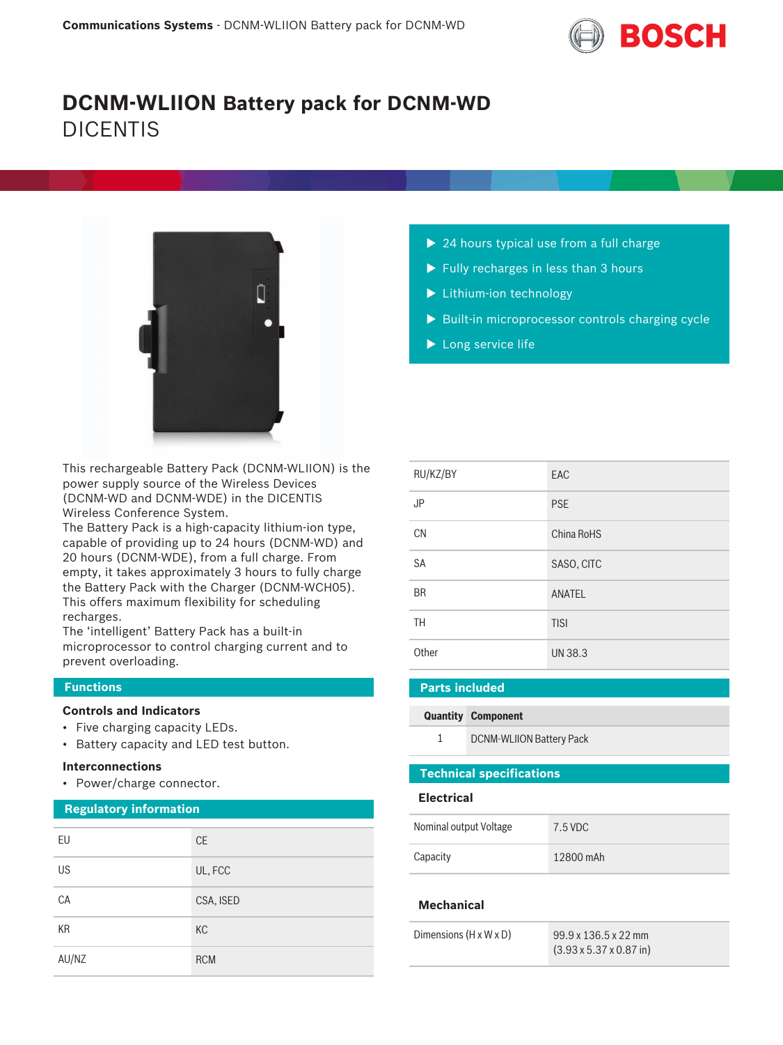# DCNM-WLIION Battery pack for DCNM-WD

DICENTIS

- 24 hours typical use from a full charge
- Fully recharges in less than 3 hours
- Lithium-ion technology
- Built-in microprocessor controls charging cycle
- Long service life

This rechargeable Battery Pack (DCNM-WLIION) is the power supply source of the Wireless Devices (DCNM-WD and DCNM-WDE) in the DICENTIS Wireless Conference System.
The Battery Pack is a high-capacity lithium-ion type, capable of providing up to 24 hours (DCNM-WD) and 20 hours (DCNM-WDE), from a full charge. From empty, it takes approximately 3 hours to fully charge the Battery Pack with the Charger (DCNM-WCH05). This offers maximum flexibility for scheduling recharges.
The 'intelligent' Battery Pack has a built-in microprocessor to control charging current and to prevent overloading.

## Functions

### Controls and Indicators

- Five charging capacity LEDs.
- Battery capacity and LED test button.

### Interconnections

- Power/charge connector.

## Regulatory information

| | |
|---|---|
| EU | CE |
| US | UL, FCC |
| CA | CSA, ISED |
| KR | KC |
| AU/NZ | RCM |
| RU/KZ/BY | EAC |
| JP | PSE |
| CN | China RoHS |
| SA | SASO, CITC |
| BR | ANATEL |
| TH | TISI |
| Other | UN 38.3 |

## Parts included

| Quantity | Component |
|---|---|
| 1 | DCNM-WLIION Battery Pack |

## Technical specifications

### Electrical

| | |
|---|---|
| Nominal output Voltage | 7.5 VDC |
| Capacity | 12800 mAh |

### Mechanical

| | |
|---|---|
| Dimensions (H x W x D) | 99.9 x 136.5 x 22 mm<br>(3.93 x 5.37 x 0.87 in) |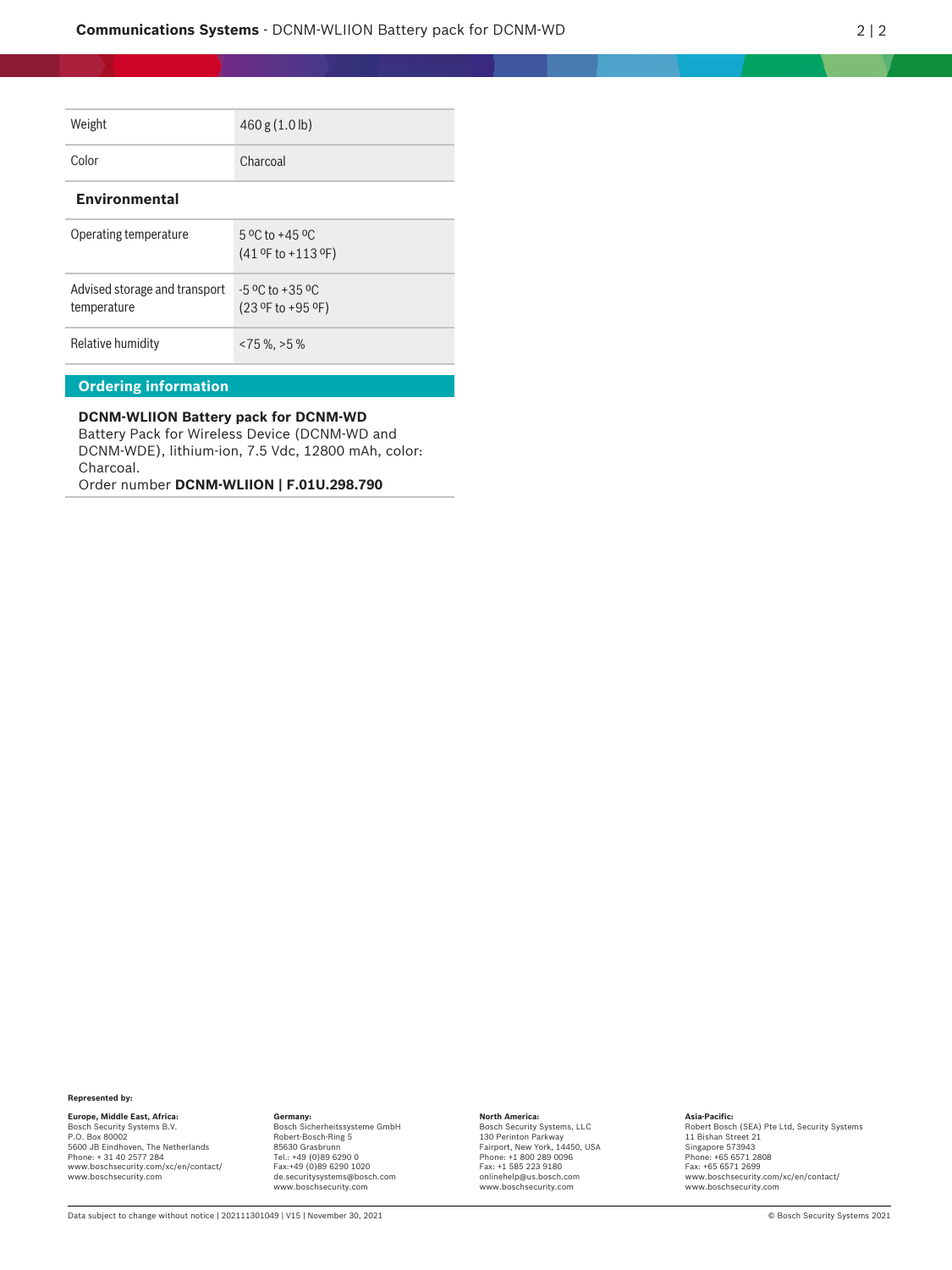| | |
|---|---|
| Weight | 460 g (1.0 lb) |
| Color | Charcoal |

### Environmental

| | |
|---|---|
| Operating temperature | 5 ºC to +45 ºC<br>(41 ºF to +113 ºF) |
| Advised storage and transport temperature | -5 ºC to +35 ºC<br>(23 ºF to +95 ºF) |
| Relative humidity | <75 %, >5 % |

## Ordering information

**DCNM-WLIION Battery pack for DCNM-WD**
Battery Pack for Wireless Device (DCNM-WD and DCNM-WDE), lithium-ion, 7.5 Vdc, 12800 mAh, color: Charcoal.
Order number **DCNM-WLIION | F.01U.298.790**

**Represented by:**

**Europe, Middle East, Africa:**
Bosch Security Systems B.V.
P.O. Box 80002
5600 JB Eindhoven, The Netherlands
Phone: + 31 40 2577 284
www.boschsecurity.com/xc/en/contact/
www.boschsecurity.com

**Germany:**
Bosch Sicherheitssysteme GmbH
Robert-Bosch-Ring 5
85630 Grasbrunn
Tel.: +49 (0)89 6290 0
Fax:+49 (0)89 6290 1020
de.securitysystems@bosch.com
www.boschsecurity.com

**North America:**
Bosch Security Systems, LLC
130 Perinton Parkway
Fairport, New York, 14450, USA
Phone: +1 800 289 0096
Fax: +1 585 223 9180
onlinehelp@us.bosch.com
www.boschsecurity.com

**Asia-Pacific:**
Robert Bosch (SEA) Pte Ltd, Security Systems
11 Bishan Street 21
Singapore 573943
Phone: +65 6571 2808
Fax: +65 6571 2699
www.boschsecurity.com/xc/en/contact/
www.boschsecurity.com

Data subject to change without notice | 202111301049 | V15 | November 30, 2021

© Bosch Security Systems 2021